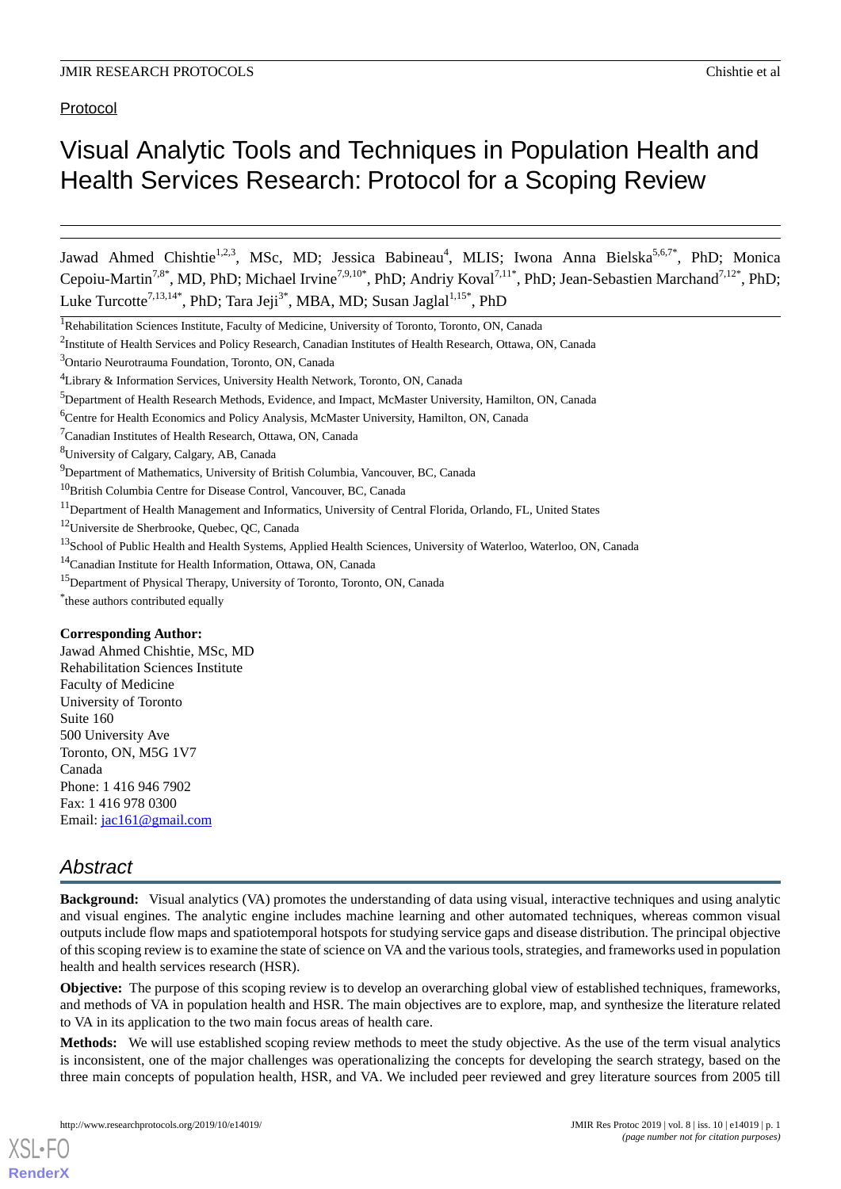Protocol

# Visual Analytic Tools and Techniques in Population Health and Health Services Research: Protocol for a Scoping Review

Jawad Ahmed Chishtie[1,2,3], MSc, MD; Jessica Babineau[4], MLIS; Iwona Anna Bielska[5,6,7*], PhD; Monica Cepoiu-Martin[7,8*], MD, PhD; Michael Irvine[7,9,10*], PhD; Andriy Koval[7,11*], PhD; Jean-Sebastien Marchand[7,12*], PhD; Luke Turcotte[7,13,14*], PhD; Tara Jeji[3*], MBA, MD; Susan Jaglal[1,15*], PhD

[1]Rehabilitation Sciences Institute, Faculty of Medicine, University of Toronto, Toronto, ON, Canada

[2]Institute of Health Services and Policy Research, Canadian Institutes of Health Research, Ottawa, ON, Canada

[3]Ontario Neurotrauma Foundation, Toronto, ON, Canada

[4]Library & Information Services, University Health Network, Toronto, ON, Canada

[5]Department of Health Research Methods, Evidence, and Impact, McMaster University, Hamilton, ON, Canada

[6]Centre for Health Economics and Policy Analysis, McMaster University, Hamilton, ON, Canada

[7]Canadian Institutes of Health Research, Ottawa, ON, Canada

[8]University of Calgary, Calgary, AB, Canada

[9]Department of Mathematics, University of British Columbia, Vancouver, BC, Canada

[10]British Columbia Centre for Disease Control, Vancouver, BC, Canada

[11]Department of Health Management and Informatics, University of Central Florida, Orlando, FL, United States

[12]Universite de Sherbrooke, Quebec, QC, Canada

[13]School of Public Health and Health Systems, Applied Health Sciences, University of Waterloo, Waterloo, ON, Canada

[14]Canadian Institute for Health Information, Ottawa, ON, Canada

[15]Department of Physical Therapy, University of Toronto, Toronto, ON, Canada

*these authors contributed equally

**Corresponding Author:**
Jawad Ahmed Chishtie, MSc, MD
Rehabilitation Sciences Institute
Faculty of Medicine
University of Toronto
Suite 160
500 University Ave
Toronto, ON, M5G 1V7
Canada
Phone: 1 416 946 7902
Fax: 1 416 978 0300
Email: jac161@gmail.com

## *Abstract*

**Background:** Visual analytics (VA) promotes the understanding of data using visual, interactive techniques and using analytic and visual engines. The analytic engine includes machine learning and other automated techniques, whereas common visual outputs include flow maps and spatiotemporal hotspots for studying service gaps and disease distribution. The principal objective of this scoping review is to examine the state of science on VA and the various tools, strategies, and frameworks used in population health and health services research (HSR).

**Objective:** The purpose of this scoping review is to develop an overarching global view of established techniques, frameworks, and methods of VA in population health and HSR. The main objectives are to explore, map, and synthesize the literature related to VA in its application to the two main focus areas of health care.

**Methods:** We will use established scoping review methods to meet the study objective. As the use of the term visual analytics is inconsistent, one of the major challenges was operationalizing the concepts for developing the search strategy, based on the three main concepts of population health, HSR, and VA. We included peer reviewed and grey literature sources from 2005 till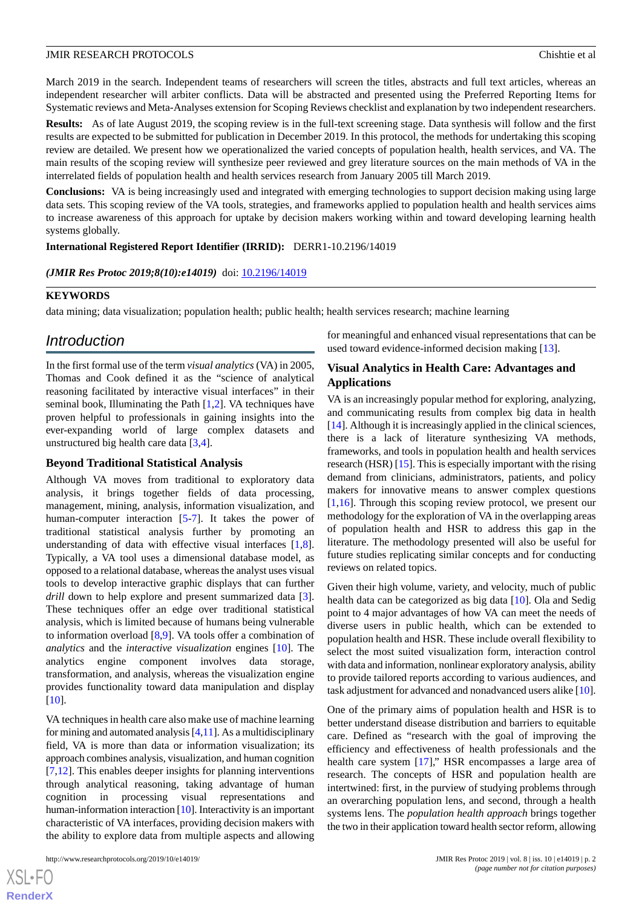March 2019 in the search. Independent teams of researchers will screen the titles, abstracts and full text articles, whereas an independent researcher will arbiter conflicts. Data will be abstracted and presented using the Preferred Reporting Items for Systematic reviews and Meta-Analyses extension for Scoping Reviews checklist and explanation by two independent researchers.

**Results:** As of late August 2019, the scoping review is in the full-text screening stage. Data synthesis will follow and the first results are expected to be submitted for publication in December 2019. In this protocol, the methods for undertaking this scoping review are detailed. We present how we operationalized the varied concepts of population health, health services, and VA. The main results of the scoping review will synthesize peer reviewed and grey literature sources on the main methods of VA in the interrelated fields of population health and health services research from January 2005 till March 2019.

**Conclusions:** VA is being increasingly used and integrated with emerging technologies to support decision making using large data sets. This scoping review of the VA tools, strategies, and frameworks applied to population health and health services aims to increase awareness of this approach for uptake by decision makers working within and toward developing learning health systems globally.

**International Registered Report Identifier (IRRID):** DERR1-10.2196/14019

***(JMIR Res Protoc 2019;8(10):e14019)*** doi: 10.2196/14019

**KEYWORDS**

data mining; data visualization; population health; public health; health services research; machine learning

## Introduction

In the first formal use of the term *visual analytics* (VA) in 2005, Thomas and Cook defined it as the "science of analytical reasoning facilitated by interactive visual interfaces" in their seminal book, Illuminating the Path [1,2]. VA techniques have proven helpful to professionals in gaining insights into the ever-expanding world of large complex datasets and unstructured big health care data [3,4].

### Beyond Traditional Statistical Analysis

Although VA moves from traditional to exploratory data analysis, it brings together fields of data processing, management, mining, analysis, information visualization, and human-computer interaction [5-7]. It takes the power of traditional statistical analysis further by promoting an understanding of data with effective visual interfaces [1,8]. Typically, a VA tool uses a dimensional database model, as opposed to a relational database, whereas the analyst uses visual tools to develop interactive graphic displays that can further *drill* down to help explore and present summarized data [3]. These techniques offer an edge over traditional statistical analysis, which is limited because of humans being vulnerable to information overload [8,9]. VA tools offer a combination of *analytics* and the *interactive visualization* engines [10]. The analytics engine component involves data storage, transformation, and analysis, whereas the visualization engine provides functionality toward data manipulation and display [10].

VA techniques in health care also make use of machine learning for mining and automated analysis [4,11]. As a multidisciplinary field, VA is more than data or information visualization; its approach combines analysis, visualization, and human cognition [7,12]. This enables deeper insights for planning interventions through analytical reasoning, taking advantage of human cognition in processing visual representations and human-information interaction [10]. Interactivity is an important characteristic of VA interfaces, providing decision makers with the ability to explore data from multiple aspects and allowing for meaningful and enhanced visual representations that can be used toward evidence-informed decision making [13].

### Visual Analytics in Health Care: Advantages and Applications

VA is an increasingly popular method for exploring, analyzing, and communicating results from complex big data in health [14]. Although it is increasingly applied in the clinical sciences, there is a lack of literature synthesizing VA methods, frameworks, and tools in population health and health services research (HSR) [15]. This is especially important with the rising demand from clinicians, administrators, patients, and policy makers for innovative means to answer complex questions [1,16]. Through this scoping review protocol, we present our methodology for the exploration of VA in the overlapping areas of population health and HSR to address this gap in the literature. The methodology presented will also be useful for future studies replicating similar concepts and for conducting reviews on related topics.

Given their high volume, variety, and velocity, much of public health data can be categorized as big data [10]. Ola and Sedig point to 4 major advantages of how VA can meet the needs of diverse users in public health, which can be extended to population health and HSR. These include overall flexibility to select the most suited visualization form, interaction control with data and information, nonlinear exploratory analysis, ability to provide tailored reports according to various audiences, and task adjustment for advanced and nonadvanced users alike [10].

One of the primary aims of population health and HSR is to better understand disease distribution and barriers to equitable care. Defined as "research with the goal of improving the efficiency and effectiveness of health professionals and the health care system [17]," HSR encompasses a large area of research. The concepts of HSR and population health are intertwined: first, in the purview of studying problems through an overarching population lens, and second, through a health systems lens. The *population health approach* brings together the two in their application toward health sector reform, allowing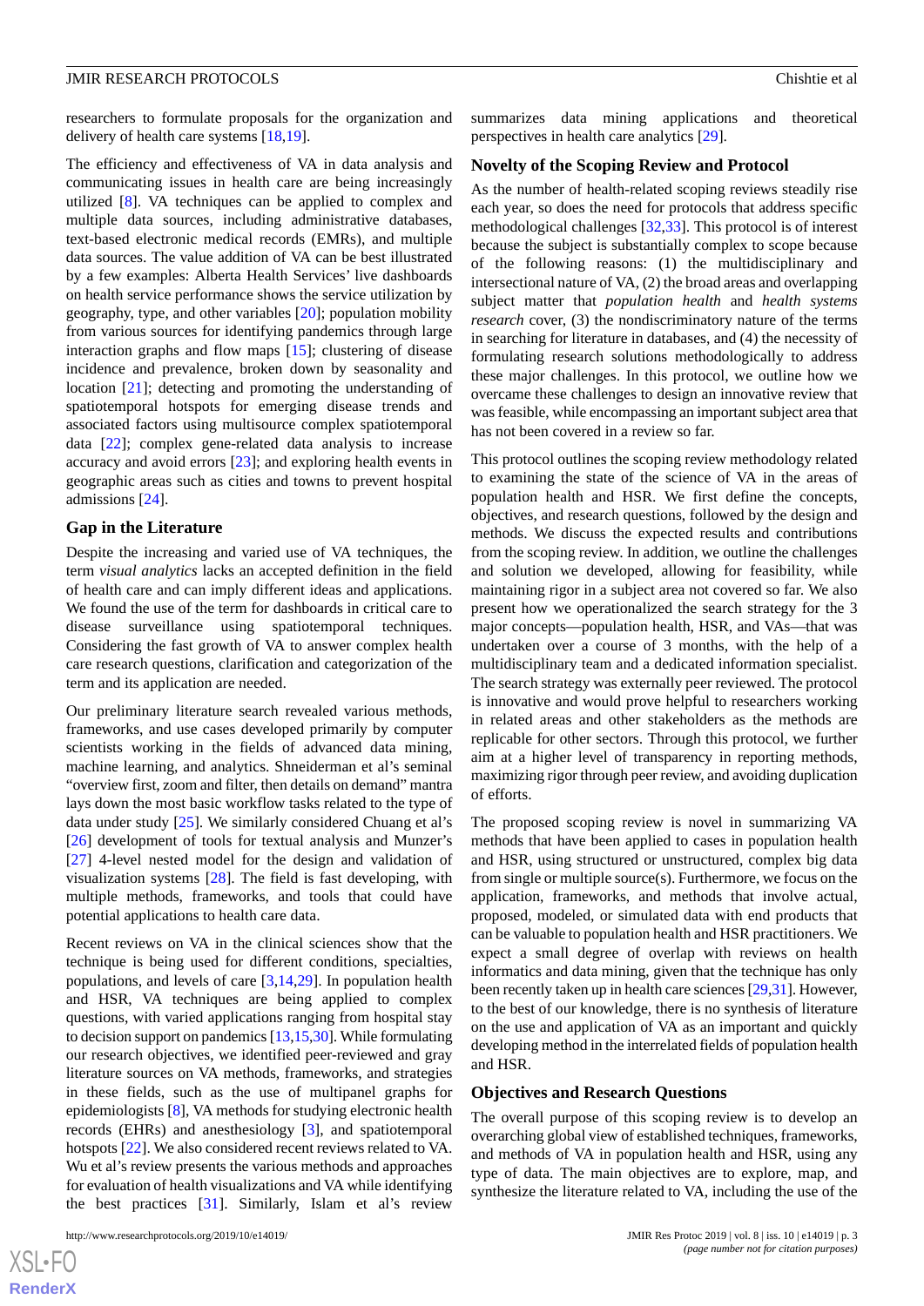researchers to formulate proposals for the organization and delivery of health care systems [18,19].

The efficiency and effectiveness of VA in data analysis and communicating issues in health care are being increasingly utilized [8]. VA techniques can be applied to complex and multiple data sources, including administrative databases, text-based electronic medical records (EMRs), and multiple data sources. The value addition of VA can be best illustrated by a few examples: Alberta Health Services' live dashboards on health service performance shows the service utilization by geography, type, and other variables [20]; population mobility from various sources for identifying pandemics through large interaction graphs and flow maps [15]; clustering of disease incidence and prevalence, broken down by seasonality and location [21]; detecting and promoting the understanding of spatiotemporal hotspots for emerging disease trends and associated factors using multisource complex spatiotemporal data [22]; complex gene-related data analysis to increase accuracy and avoid errors [23]; and exploring health events in geographic areas such as cities and towns to prevent hospital admissions [24].

## Gap in the Literature

Despite the increasing and varied use of VA techniques, the term *visual analytics* lacks an accepted definition in the field of health care and can imply different ideas and applications. We found the use of the term for dashboards in critical care to disease surveillance using spatiotemporal techniques. Considering the fast growth of VA to answer complex health care research questions, clarification and categorization of the term and its application are needed.

Our preliminary literature search revealed various methods, frameworks, and use cases developed primarily by computer scientists working in the fields of advanced data mining, machine learning, and analytics. Shneiderman et al's seminal "overview first, zoom and filter, then details on demand" mantra lays down the most basic workflow tasks related to the type of data under study [25]. We similarly considered Chuang et al's [26] development of tools for textual analysis and Munzer's [27] 4-level nested model for the design and validation of visualization systems [28]. The field is fast developing, with multiple methods, frameworks, and tools that could have potential applications to health care data.

Recent reviews on VA in the clinical sciences show that the technique is being used for different conditions, specialties, populations, and levels of care [3,14,29]. In population health and HSR, VA techniques are being applied to complex questions, with varied applications ranging from hospital stay to decision support on pandemics [13,15,30]. While formulating our research objectives, we identified peer-reviewed and gray literature sources on VA methods, frameworks, and strategies in these fields, such as the use of multipanel graphs for epidemiologists [8], VA methods for studying electronic health records (EHRs) and anesthesiology [3], and spatiotemporal hotspots [22]. We also considered recent reviews related to VA. Wu et al's review presents the various methods and approaches for evaluation of health visualizations and VA while identifying the best practices [31]. Similarly, Islam et al's review summarizes data mining applications and theoretical perspectives in health care analytics [29].

## Novelty of the Scoping Review and Protocol

As the number of health-related scoping reviews steadily rise each year, so does the need for protocols that address specific methodological challenges [32,33]. This protocol is of interest because the subject is substantially complex to scope because of the following reasons: (1) the multidisciplinary and intersectional nature of VA, (2) the broad areas and overlapping subject matter that *population health* and *health systems research* cover, (3) the nondiscriminatory nature of the terms in searching for literature in databases, and (4) the necessity of formulating research solutions methodologically to address these major challenges. In this protocol, we outline how we overcame these challenges to design an innovative review that was feasible, while encompassing an important subject area that has not been covered in a review so far.

This protocol outlines the scoping review methodology related to examining the state of the science of VA in the areas of population health and HSR. We first define the concepts, objectives, and research questions, followed by the design and methods. We discuss the expected results and contributions from the scoping review. In addition, we outline the challenges and solution we developed, allowing for feasibility, while maintaining rigor in a subject area not covered so far. We also present how we operationalized the search strategy for the 3 major concepts—population health, HSR, and VAs—that was undertaken over a course of 3 months, with the help of a multidisciplinary team and a dedicated information specialist. The search strategy was externally peer reviewed. The protocol is innovative and would prove helpful to researchers working in related areas and other stakeholders as the methods are replicable for other sectors. Through this protocol, we further aim at a higher level of transparency in reporting methods, maximizing rigor through peer review, and avoiding duplication of efforts.

The proposed scoping review is novel in summarizing VA methods that have been applied to cases in population health and HSR, using structured or unstructured, complex big data from single or multiple source(s). Furthermore, we focus on the application, frameworks, and methods that involve actual, proposed, modeled, or simulated data with end products that can be valuable to population health and HSR practitioners. We expect a small degree of overlap with reviews on health informatics and data mining, given that the technique has only been recently taken up in health care sciences [29,31]. However, to the best of our knowledge, there is no synthesis of literature on the use and application of VA as an important and quickly developing method in the interrelated fields of population health and HSR.

## Objectives and Research Questions

The overall purpose of this scoping review is to develop an overarching global view of established techniques, frameworks, and methods of VA in population health and HSR, using any type of data. The main objectives are to explore, map, and synthesize the literature related to VA, including the use of the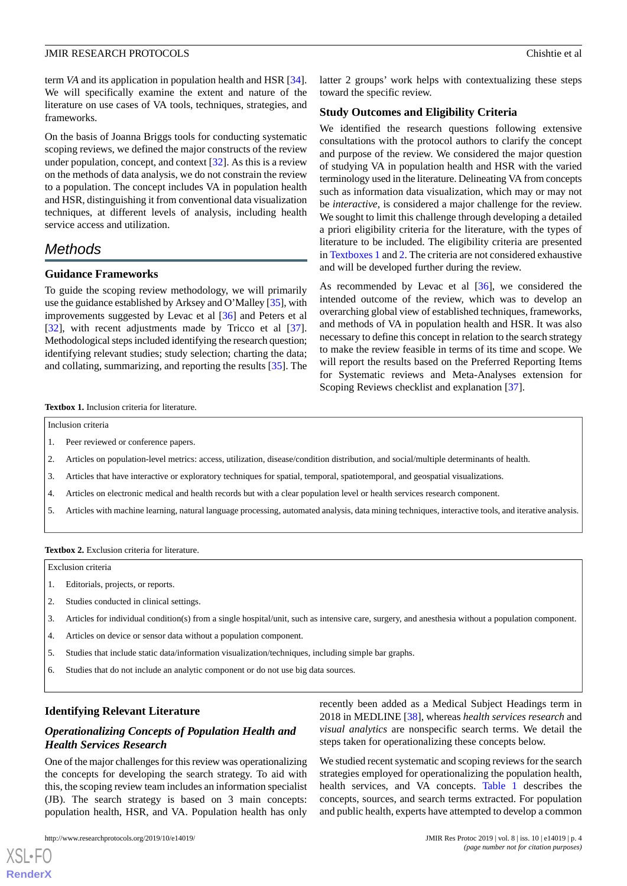term *VA* and its application in population health and HSR [34]. We will specifically examine the extent and nature of the literature on use cases of VA tools, techniques, strategies, and frameworks.

On the basis of Joanna Briggs tools for conducting systematic scoping reviews, we defined the major constructs of the review under population, concept, and context [32]. As this is a review on the methods of data analysis, we do not constrain the review to a population. The concept includes VA in population health and HSR, distinguishing it from conventional data visualization techniques, at different levels of analysis, including health service access and utilization.

# Methods

## Guidance Frameworks

To guide the scoping review methodology, we will primarily use the guidance established by Arksey and O'Malley [35], with improvements suggested by Levac et al [36] and Peters et al [32], with recent adjustments made by Tricco et al [37]. Methodological steps included identifying the research question; identifying relevant studies; study selection; charting the data; and collating, summarizing, and reporting the results [35]. The latter 2 groups' work helps with contextualizing these steps toward the specific review.

## Study Outcomes and Eligibility Criteria

We identified the research questions following extensive consultations with the protocol authors to clarify the concept and purpose of the review. We considered the major question of studying VA in population health and HSR with the varied terminology used in the literature. Delineating VA from concepts such as information data visualization, which may or may not be *interactive*, is considered a major challenge for the review. We sought to limit this challenge through developing a detailed a priori eligibility criteria for the literature, with the types of literature to be included. The eligibility criteria are presented in Textboxes 1 and 2. The criteria are not considered exhaustive and will be developed further during the review.

As recommended by Levac et al [36], we considered the intended outcome of the review, which was to develop an overarching global view of established techniques, frameworks, and methods of VA in population health and HSR. It was also necessary to define this concept in relation to the search strategy to make the review feasible in terms of its time and scope. We will report the results based on the Preferred Reporting Items for Systematic reviews and Meta-Analyses extension for Scoping Reviews checklist and explanation [37].

**Textbox 1.** Inclusion criteria for literature.

Inclusion criteria

1. Peer reviewed or conference papers.
2. Articles on population-level metrics: access, utilization, disease/condition distribution, and social/multiple determinants of health.
3. Articles that have interactive or exploratory techniques for spatial, temporal, spatiotemporal, and geospatial visualizations.
4. Articles on electronic medical and health records but with a clear population level or health services research component.
5. Articles with machine learning, natural language processing, automated analysis, data mining techniques, interactive tools, and iterative analysis.

**Textbox 2.** Exclusion criteria for literature.

Exclusion criteria

1. Editorials, projects, or reports.
2. Studies conducted in clinical settings.
3. Articles for individual condition(s) from a single hospital/unit, such as intensive care, surgery, and anesthesia without a population component.
4. Articles on device or sensor data without a population component.
5. Studies that include static data/information visualization/techniques, including simple bar graphs.
6. Studies that do not include an analytic component or do not use big data sources.

## Identifying Relevant Literature

### *Operationalizing Concepts of Population Health and Health Services Research*

One of the major challenges for this review was operationalizing the concepts for developing the search strategy. To aid with this, the scoping review team includes an information specialist (JB). The search strategy is based on 3 main concepts: population health, HSR, and VA. Population health has only recently been added as a Medical Subject Headings term in 2018 in MEDLINE [38], whereas *health services research* and *visual analytics* are nonspecific search terms. We detail the steps taken for operationalizing these concepts below.

We studied recent systematic and scoping reviews for the search strategies employed for operationalizing the population health, health services, and VA concepts. Table 1 describes the concepts, sources, and search terms extracted. For population and public health, experts have attempted to develop a common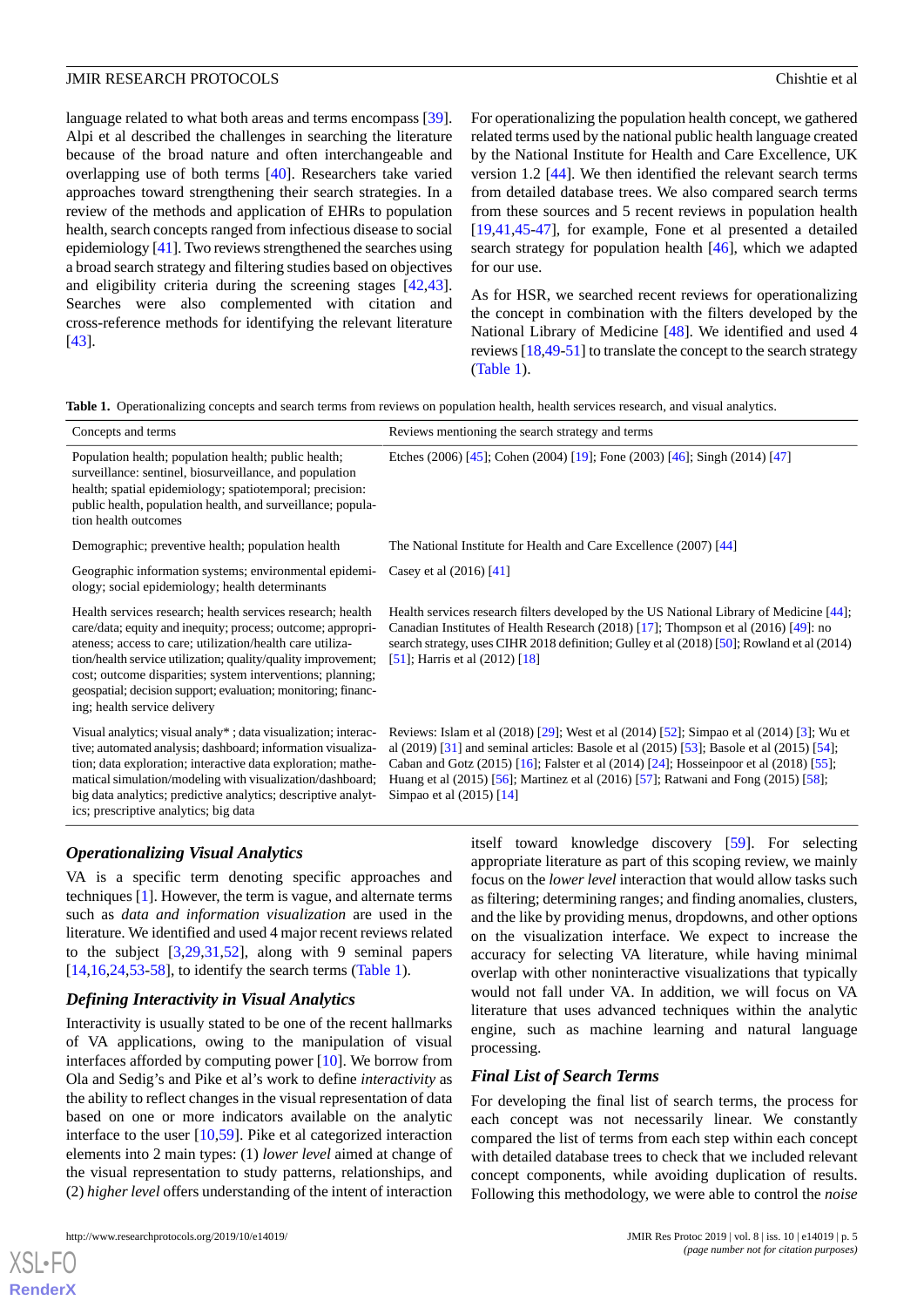language related to what both areas and terms encompass [39]. Alpi et al described the challenges in searching the literature because of the broad nature and often interchangeable and overlapping use of both terms [40]. Researchers take varied approaches toward strengthening their search strategies. In a review of the methods and application of EHRs to population health, search concepts ranged from infectious disease to social epidemiology [41]. Two reviews strengthened the searches using a broad search strategy and filtering studies based on objectives and eligibility criteria during the screening stages [42,43]. Searches were also complemented with citation and cross-reference methods for identifying the relevant literature [43].

For operationalizing the population health concept, we gathered related terms used by the national public health language created by the National Institute for Health and Care Excellence, UK version 1.2 [44]. We then identified the relevant search terms from detailed database trees. We also compared search terms from these sources and 5 recent reviews in population health [19,41,45-47], for example, Fone et al presented a detailed search strategy for population health [46], which we adapted for our use.

As for HSR, we searched recent reviews for operationalizing the concept in combination with the filters developed by the National Library of Medicine [48]. We identified and used 4 reviews [18,49-51] to translate the concept to the search strategy (Table 1).

**Table 1.** Operationalizing concepts and search terms from reviews on population health, health services research, and visual analytics.

| Concepts and terms | Reviews mentioning the search strategy and terms |
|---|---|
| Population health; population health; public health; surveillance: sentinel, biosurveillance, and population health; spatial epidemiology; spatiotemporal; precision: public health, population health, and surveillance; population health outcomes | Etches (2006) [45]; Cohen (2004) [19]; Fone (2003) [46]; Singh (2014) [47] |
| Demographic; preventive health; population health | The National Institute for Health and Care Excellence (2007) [44] |
| Geographic information systems; environmental epidemiology; social epidemiology; health determinants | Casey et al (2016) [41] |
| Health services research; health services research; health care/data; equity and inequity; process; outcome; appropriateness; access to care; utilization/health care utilization/health service utilization; quality/quality improvement; cost; outcome disparities; system interventions; planning; geospatial; decision support; evaluation; monitoring; financing; health service delivery | Health services research filters developed by the US National Library of Medicine [44]; Canadian Institutes of Health Research (2018) [17]; Thompson et al (2016) [49]: no search strategy, uses CIHR 2018 definition; Gulley et al (2018) [50]; Rowland et al (2014) [51]; Harris et al (2012) [18] |
| Visual analytics; visual analy* ; data visualization; interactive; automated analysis; dashboard; information visualization; data exploration; interactive data exploration; mathematical simulation/modeling with visualization/dashboard; big data analytics; predictive analytics; descriptive analytics; prescriptive analytics; big data | Reviews: Islam et al (2018) [29]; West et al (2014) [52]; Simpao et al (2014) [3]; Wu et al (2019) [31] and seminal articles: Basole et al (2015) [53]; Basole et al (2015) [54]; Caban and Gotz (2015) [16]; Falster et al (2014) [24]; Hosseinpoor et al (2018) [55]; Huang et al (2015) [56]; Martinez et al (2016) [57]; Ratwani and Fong (2015) [58]; Simpao et al (2015) [14] |

### *Operationalizing Visual Analytics*

VA is a specific term denoting specific approaches and techniques [1]. However, the term is vague, and alternate terms such as *data and information visualization* are used in the literature. We identified and used 4 major recent reviews related to the subject [3,29,31,52], along with 9 seminal papers [14,16,24,53-58], to identify the search terms (Table 1).

### *Defining Interactivity in Visual Analytics*

Interactivity is usually stated to be one of the recent hallmarks of VA applications, owing to the manipulation of visual interfaces afforded by computing power [10]. We borrow from Ola and Sedig's and Pike et al's work to define *interactivity* as the ability to reflect changes in the visual representation of data based on one or more indicators available on the analytic interface to the user [10,59]. Pike et al categorized interaction elements into 2 main types: (1) *lower level* aimed at change of the visual representation to study patterns, relationships, and (2) *higher level* offers understanding of the intent of interaction itself toward knowledge discovery [59]. For selecting appropriate literature as part of this scoping review, we mainly focus on the *lower level* interaction that would allow tasks such as filtering; determining ranges; and finding anomalies, clusters, and the like by providing menus, dropdowns, and other options on the visualization interface. We expect to increase the accuracy for selecting VA literature, while having minimal overlap with other noninteractive visualizations that typically would not fall under VA. In addition, we will focus on VA literature that uses advanced techniques within the analytic engine, such as machine learning and natural language processing.

### *Final List of Search Terms*

For developing the final list of search terms, the process for each concept was not necessarily linear. We constantly compared the list of terms from each step within each concept with detailed database trees to check that we included relevant concept components, while avoiding duplication of results. Following this methodology, we were able to control the *noise*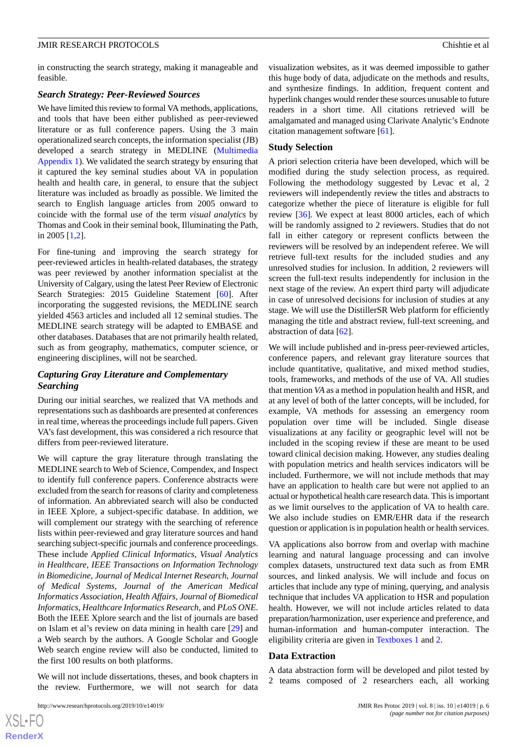in constructing the search strategy, making it manageable and feasible.

### *Search Strategy: Peer-Reviewed Sources*

We have limited this review to formal VA methods, applications, and tools that have been either published as peer-reviewed literature or as full conference papers. Using the 3 main operationalized search concepts, the information specialist (JB) developed a search strategy in MEDLINE (Multimedia Appendix 1). We validated the search strategy by ensuring that it captured the key seminal studies about VA in population health and health care, in general, to ensure that the subject literature was included as broadly as possible. We limited the search to English language articles from 2005 onward to coincide with the formal use of the term *visual analytics* by Thomas and Cook in their seminal book, Illuminating the Path, in 2005 [1,2].

For fine-tuning and improving the search strategy for peer-reviewed articles in health-related databases, the strategy was peer reviewed by another information specialist at the University of Calgary, using the latest Peer Review of Electronic Search Strategies: 2015 Guideline Statement [60]. After incorporating the suggested revisions, the MEDLINE search yielded 4563 articles and included all 12 seminal studies. The MEDLINE search strategy will be adapted to EMBASE and other databases. Databases that are not primarily health related, such as from geography, mathematics, computer science, or engineering disciplines, will not be searched.

### *Capturing Gray Literature and Complementary Searching*

During our initial searches, we realized that VA methods and representations such as dashboards are presented at conferences in real time, whereas the proceedings include full papers. Given VA's fast development, this was considered a rich resource that differs from peer-reviewed literature.

We will capture the gray literature through translating the MEDLINE search to Web of Science, Compendex, and Inspect to identify full conference papers. Conference abstracts were excluded from the search for reasons of clarity and completeness of information. An abbreviated search will also be conducted in IEEE Xplore, a subject-specific database. In addition, we will complement our strategy with the searching of reference lists within peer-reviewed and gray literature sources and hand searching subject-specific journals and conference proceedings. These include *Applied Clinical Informatics*, *Visual Analytics in Healthcare*, *IEEE Transactions on Information Technology in Biomedicine*, *Journal of Medical Internet Research*, *Journal of Medical Systems*, *Journal of the American Medical Informatics Association*, *Health Affairs*, *Journal of Biomedical Informatics*, *Healthcare Informatics Research*, and *PLoS ONE*. Both the IEEE Xplore search and the list of journals are based on Islam et al's review on data mining in health care [29] and a Web search by the authors. A Google Scholar and Google Web search engine review will also be conducted, limited to the first 100 results on both platforms.

We will not include dissertations, theses, and book chapters in the review. Furthermore, we will not search for data visualization websites, as it was deemed impossible to gather this huge body of data, adjudicate on the methods and results, and synthesize findings. In addition, frequent content and hyperlink changes would render these sources unusable to future readers in a short time. All citations retrieved will be amalgamated and managed using Clarivate Analytic's Endnote citation management software [61].

### Study Selection

A priori selection criteria have been developed, which will be modified during the study selection process, as required. Following the methodology suggested by Levac et al, 2 reviewers will independently review the titles and abstracts to categorize whether the piece of literature is eligible for full review [36]. We expect at least 8000 articles, each of which will be randomly assigned to 2 reviewers. Studies that do not fall in either category or represent conflicts between the reviewers will be resolved by an independent referee. We will retrieve full-text results for the included studies and any unresolved studies for inclusion. In addition, 2 reviewers will screen the full-text results independently for inclusion in the next stage of the review. An expert third party will adjudicate in case of unresolved decisions for inclusion of studies at any stage. We will use the DistillerSR Web platform for efficiently managing the title and abstract review, full-text screening, and abstraction of data [62].

We will include published and in-press peer-reviewed articles, conference papers, and relevant gray literature sources that include quantitative, qualitative, and mixed method studies, tools, frameworks, and methods of the use of VA. All studies that mention *VA* as a method in population health and HSR, and at any level of both of the latter concepts, will be included, for example, VA methods for assessing an emergency room population over time will be included. Single disease visualizations at any facility or geographic level will not be included in the scoping review if these are meant to be used toward clinical decision making. However, any studies dealing with population metrics and health services indicators will be included. Furthermore, we will not include methods that may have an application to health care but were not applied to an actual or hypothetical health care research data. This is important as we limit ourselves to the application of VA to health care. We also include studies on EMR/EHR data if the research question or application is in population health or health services.

VA applications also borrow from and overlap with machine learning and natural language processing and can involve complex datasets, unstructured text data such as from EMR sources, and linked analysis. We will include and focus on articles that include any type of mining, querying, and analysis technique that includes VA application to HSR and population health. However, we will not include articles related to data preparation/harmonization, user experience and preference, and human-information and human-computer interaction. The eligibility criteria are given in Textboxes 1 and 2.

### Data Extraction

A data abstraction form will be developed and pilot tested by 2 teams composed of 2 researchers each, all working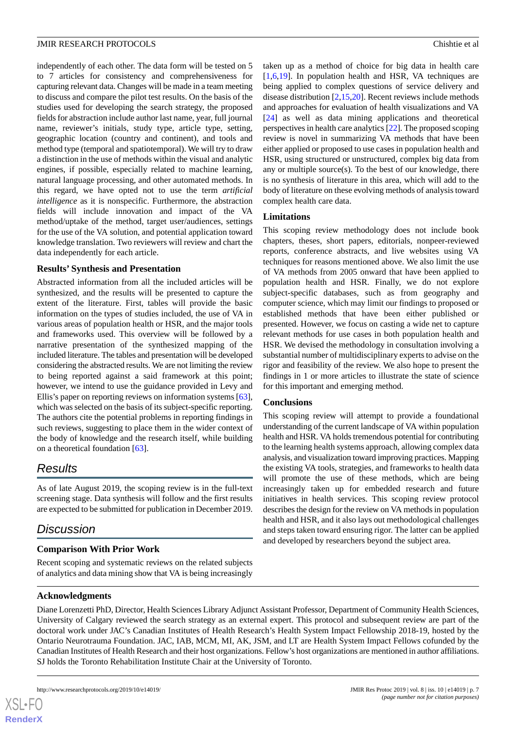independently of each other. The data form will be tested on 5 to 7 articles for consistency and comprehensiveness for capturing relevant data. Changes will be made in a team meeting to discuss and compare the pilot test results. On the basis of the studies used for developing the search strategy, the proposed fields for abstraction include author last name, year, full journal name, reviewer's initials, study type, article type, setting, geographic location (country and continent), and tools and method type (temporal and spatiotemporal). We will try to draw a distinction in the use of methods within the visual and analytic engines, if possible, especially related to machine learning, natural language processing, and other automated methods. In this regard, we have opted not to use the term *artificial intelligence* as it is nonspecific. Furthermore, the abstraction fields will include innovation and impact of the VA method/uptake of the method, target user/audiences, settings for the use of the VA solution, and potential application toward knowledge translation. Two reviewers will review and chart the data independently for each article.

### Results' Synthesis and Presentation

Abstracted information from all the included articles will be synthesized, and the results will be presented to capture the extent of the literature. First, tables will provide the basic information on the types of studies included, the use of VA in various areas of population health or HSR, and the major tools and frameworks used. This overview will be followed by a narrative presentation of the synthesized mapping of the included literature. The tables and presentation will be developed considering the abstracted results. We are not limiting the review to being reported against a said framework at this point; however, we intend to use the guidance provided in Levy and Ellis's paper on reporting reviews on information systems [63], which was selected on the basis of its subject-specific reporting. The authors cite the potential problems in reporting findings in such reviews, suggesting to place them in the wider context of the body of knowledge and the research itself, while building on a theoretical foundation [63].

## Results

As of late August 2019, the scoping review is in the full-text screening stage. Data synthesis will follow and the first results are expected to be submitted for publication in December 2019.

## Discussion

### Comparison With Prior Work

Recent scoping and systematic reviews on the related subjects of analytics and data mining show that VA is being increasingly taken up as a method of choice for big data in health care [1,6,19]. In population health and HSR, VA techniques are being applied to complex questions of service delivery and disease distribution [2,15,20]. Recent reviews include methods and approaches for evaluation of health visualizations and VA [24] as well as data mining applications and theoretical perspectives in health care analytics [22]. The proposed scoping review is novel in summarizing VA methods that have been either applied or proposed to use cases in population health and HSR, using structured or unstructured, complex big data from any or multiple source(s). To the best of our knowledge, there is no synthesis of literature in this area, which will add to the body of literature on these evolving methods of analysis toward complex health care data.

### Limitations

This scoping review methodology does not include book chapters, theses, short papers, editorials, nonpeer-reviewed reports, conference abstracts, and live websites using VA techniques for reasons mentioned above. We also limit the use of VA methods from 2005 onward that have been applied to population health and HSR. Finally, we do not explore subject-specific databases, such as from geography and computer science, which may limit our findings to proposed or established methods that have been either published or presented. However, we focus on casting a wide net to capture relevant methods for use cases in both population health and HSR. We devised the methodology in consultation involving a substantial number of multidisciplinary experts to advise on the rigor and feasibility of the review. We also hope to present the findings in 1 or more articles to illustrate the state of science for this important and emerging method.

### Conclusions

This scoping review will attempt to provide a foundational understanding of the current landscape of VA within population health and HSR. VA holds tremendous potential for contributing to the learning health systems approach, allowing complex data analysis, and visualization toward improving practices. Mapping the existing VA tools, strategies, and frameworks to health data will promote the use of these methods, which are being increasingly taken up for embedded research and future initiatives in health services. This scoping review protocol describes the design for the review on VA methods in population health and HSR, and it also lays out methodological challenges and steps taken toward ensuring rigor. The latter can be applied and developed by researchers beyond the subject area.

### Acknowledgments

Diane Lorenzetti PhD, Director, Health Sciences Library Adjunct Assistant Professor, Department of Community Health Sciences, University of Calgary reviewed the search strategy as an external expert. This protocol and subsequent review are part of the doctoral work under JAC's Canadian Institutes of Health Research's Health System Impact Fellowship 2018-19, hosted by the Ontario Neurotrauma Foundation. JAC, IAB, MCM, MI, AK, JSM, and LT are Health System Impact Fellows cofunded by the Canadian Institutes of Health Research and their host organizations. Fellow's host organizations are mentioned in author affiliations. SJ holds the Toronto Rehabilitation Institute Chair at the University of Toronto.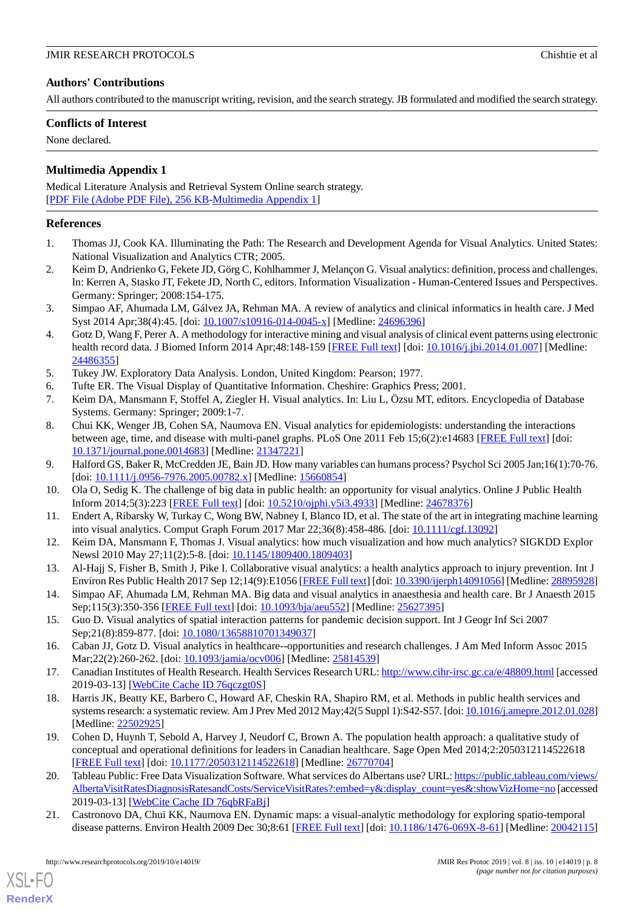## Authors' Contributions

All authors contributed to the manuscript writing, revision, and the search strategy. JB formulated and modified the search strategy.

## Conflicts of Interest

None declared.

## Multimedia Appendix 1

Medical Literature Analysis and Retrieval System Online search strategy.
[PDF File (Adobe PDF File), 256 KB-Multimedia Appendix 1]

## References

1. Thomas JJ, Cook KA. Illuminating the Path: The Research and Development Agenda for Visual Analytics. United States: National Visualization and Analytics CTR; 2005.
2. Keim D, Andrienko G, Fekete JD, Görg C, Kohlhammer J, Melançon G. Visual analytics: definition, process and challenges. In: Kerren A, Stasko JT, Fekete JD, North C, editors. Information Visualization - Human-Centered Issues and Perspectives. Germany: Springer; 2008:154-175.
3. Simpao AF, Ahumada LM, Gálvez JA, Rehman MA. A review of analytics and clinical informatics in health care. J Med Syst 2014 Apr;38(4):45. [doi: 10.1007/s10916-014-0045-x] [Medline: 24696396]
4. Gotz D, Wang F, Perer A. A methodology for interactive mining and visual analysis of clinical event patterns using electronic health record data. J Biomed Inform 2014 Apr;48:148-159 [FREE Full text] [doi: 10.1016/j.jbi.2014.01.007] [Medline: 24486355]
5. Tukey JW. Exploratory Data Analysis. London, United Kingdom: Pearson; 1977.
6. Tufte ER. The Visual Display of Quantitative Information. Cheshire: Graphics Press; 2001.
7. Keim DA, Mansmann F, Stoffel A, Ziegler H. Visual analytics. In: Liu L, Özsu MT, editors. Encyclopedia of Database Systems. Germany: Springer; 2009:1-7.
8. Chui KK, Wenger JB, Cohen SA, Naumova EN. Visual analytics for epidemiologists: understanding the interactions between age, time, and disease with multi-panel graphs. PLoS One 2011 Feb 15;6(2):e14683 [FREE Full text] [doi: 10.1371/journal.pone.0014683] [Medline: 21347221]
9. Halford GS, Baker R, McCredden JE, Bain JD. How many variables can humans process? Psychol Sci 2005 Jan;16(1):70-76. [doi: 10.1111/j.0956-7976.2005.00782.x] [Medline: 15660854]
10. Ola O, Sedig K. The challenge of big data in public health: an opportunity for visual analytics. Online J Public Health Inform 2014;5(3):223 [FREE Full text] [doi: 10.5210/ojphi.v5i3.4933] [Medline: 24678376]
11. Endert A, Ribarsky W, Turkay C, Wong BW, Nabney I, Blanco ID, et al. The state of the art in integrating machine learning into visual analytics. Comput Graph Forum 2017 Mar 22;36(8):458-486. [doi: 10.1111/cgf.13092]
12. Keim DA, Mansmann F, Thomas J. Visual analytics: how much visualization and how much analytics? SIGKDD Explor Newsl 2010 May 27;11(2):5-8. [doi: 10.1145/1809400.1809403]
13. Al-Hajj S, Fisher B, Smith J, Pike I. Collaborative visual analytics: a health analytics approach to injury prevention. Int J Environ Res Public Health 2017 Sep 12;14(9):E1056 [FREE Full text] [doi: 10.3390/ijerph14091056] [Medline: 28895928]
14. Simpao AF, Ahumada LM, Rehman MA. Big data and visual analytics in anaesthesia and health care. Br J Anaesth 2015 Sep;115(3):350-356 [FREE Full text] [doi: 10.1093/bja/aeu552] [Medline: 25627395]
15. Guo D. Visual analytics of spatial interaction patterns for pandemic decision support. Int J Geogr Inf Sci 2007 Sep;21(8):859-877. [doi: 10.1080/13658810701349037]
16. Caban JJ, Gotz D. Visual analytics in healthcare--opportunities and research challenges. J Am Med Inform Assoc 2015 Mar;22(2):260-262. [doi: 10.1093/jamia/ocv006] [Medline: 25814539]
17. Canadian Institutes of Health Research. Health Services Research URL: http://www.cihr-irsc.gc.ca/e/48809.html [accessed 2019-03-13] [WebCite Cache ID 76qczgt0S]
18. Harris JK, Beatty KE, Barbero C, Howard AF, Cheskin RA, Shapiro RM, et al. Methods in public health services and systems research: a systematic review. Am J Prev Med 2012 May;42(5 Suppl 1):S42-S57. [doi: 10.1016/j.amepre.2012.01.028] [Medline: 22502925]
19. Cohen D, Huynh T, Sebold A, Harvey J, Neudorf C, Brown A. The population health approach: a qualitative study of conceptual and operational definitions for leaders in Canadian healthcare. Sage Open Med 2014;2:2050312114522618 [FREE Full text] [doi: 10.1177/2050312114522618] [Medline: 26770704]
20. Tableau Public: Free Data Visualization Software. What services do Albertans use? URL: https://public.tableau.com/views/AlbertaVisitRatesDiagnosisRatesandCosts/ServiceVisitRates?:embed=y&:display_count=yes&:showVizHome=no [accessed 2019-03-13] [WebCite Cache ID 76qbRFaBj]
21. Castronovo DA, Chui KK, Naumova EN. Dynamic maps: a visual-analytic methodology for exploring spatio-temporal disease patterns. Environ Health 2009 Dec 30;8:61 [FREE Full text] [doi: 10.1186/1476-069X-8-61] [Medline: 20042115]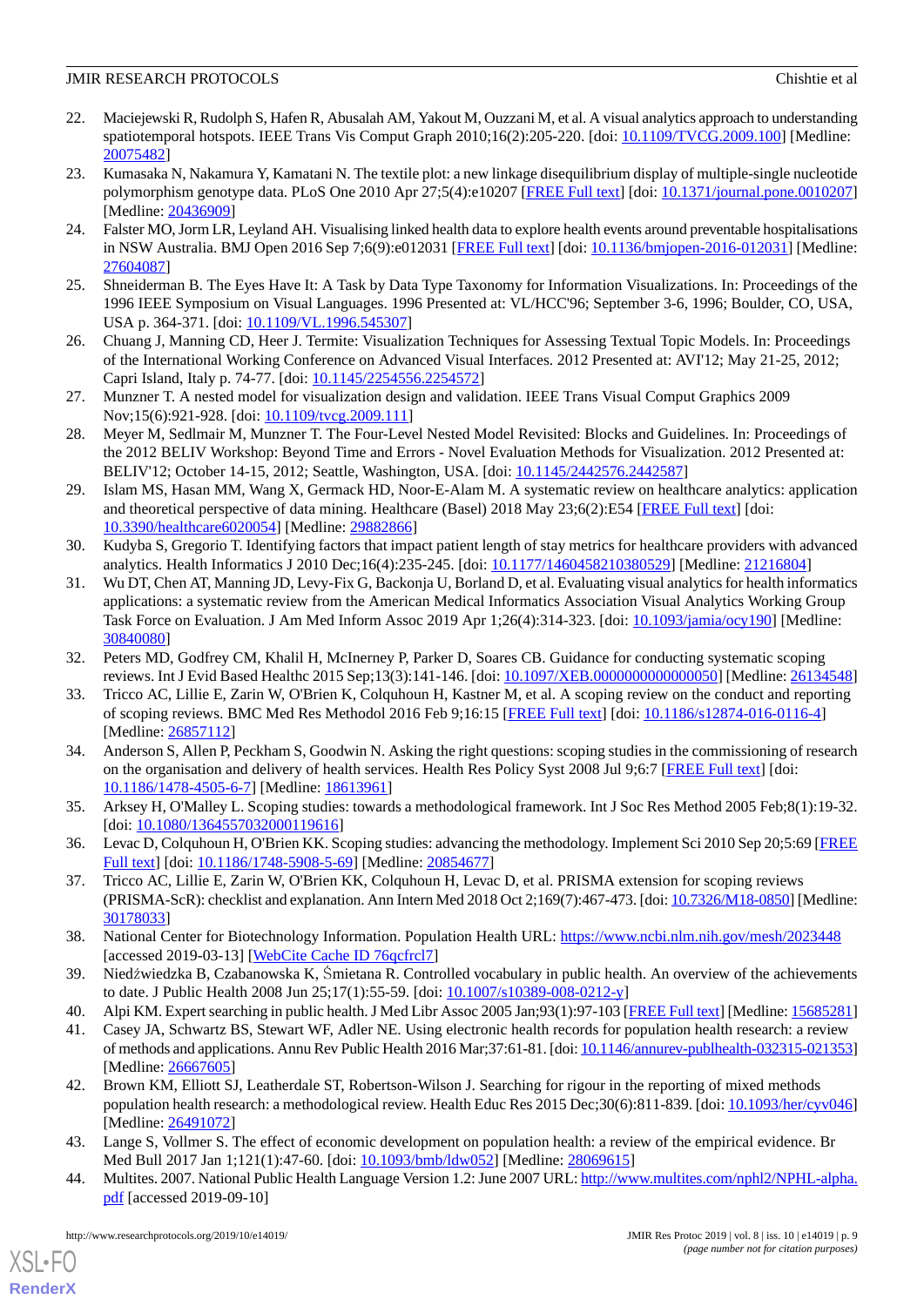22. Maciejewski R, Rudolph S, Hafen R, Abusalah AM, Yakout M, Ouzzani M, et al. A visual analytics approach to understanding spatiotemporal hotspots. IEEE Trans Vis Comput Graph 2010;16(2):205-220. [doi: 10.1109/TVCG.2009.100] [Medline: 20075482]
23. Kumasaka N, Nakamura Y, Kamatani N. The textile plot: a new linkage disequilibrium display of multiple-single nucleotide polymorphism genotype data. PLoS One 2010 Apr 27;5(4):e10207 [FREE Full text] [doi: 10.1371/journal.pone.0010207] [Medline: 20436909]
24. Falster MO, Jorm LR, Leyland AH. Visualising linked health data to explore health events around preventable hospitalisations in NSW Australia. BMJ Open 2016 Sep 7;6(9):e012031 [FREE Full text] [doi: 10.1136/bmjopen-2016-012031] [Medline: 27604087]
25. Shneiderman B. The Eyes Have It: A Task by Data Type Taxonomy for Information Visualizations. In: Proceedings of the 1996 IEEE Symposium on Visual Languages. 1996 Presented at: VL/HCC'96; September 3-6, 1996; Boulder, CO, USA, USA p. 364-371. [doi: 10.1109/VL.1996.545307]
26. Chuang J, Manning CD, Heer J. Termite: Visualization Techniques for Assessing Textual Topic Models. In: Proceedings of the International Working Conference on Advanced Visual Interfaces. 2012 Presented at: AVI'12; May 21-25, 2012; Capri Island, Italy p. 74-77. [doi: 10.1145/2254556.2254572]
27. Munzner T. A nested model for visualization design and validation. IEEE Trans Visual Comput Graphics 2009 Nov;15(6):921-928. [doi: 10.1109/tvcg.2009.111]
28. Meyer M, Sedlmair M, Munzner T. The Four-Level Nested Model Revisited: Blocks and Guidelines. In: Proceedings of the 2012 BELIV Workshop: Beyond Time and Errors - Novel Evaluation Methods for Visualization. 2012 Presented at: BELIV'12; October 14-15, 2012; Seattle, Washington, USA. [doi: 10.1145/2442576.2442587]
29. Islam MS, Hasan MM, Wang X, Germack HD, Noor-E-Alam M. A systematic review on healthcare analytics: application and theoretical perspective of data mining. Healthcare (Basel) 2018 May 23;6(2):E54 [FREE Full text] [doi: 10.3390/healthcare6020054] [Medline: 29882866]
30. Kudyba S, Gregorio T. Identifying factors that impact patient length of stay metrics for healthcare providers with advanced analytics. Health Informatics J 2010 Dec;16(4):235-245. [doi: 10.1177/1460458210380529] [Medline: 21216804]
31. Wu DT, Chen AT, Manning JD, Levy-Fix G, Backonja U, Borland D, et al. Evaluating visual analytics for health informatics applications: a systematic review from the American Medical Informatics Association Visual Analytics Working Group Task Force on Evaluation. J Am Med Inform Assoc 2019 Apr 1;26(4):314-323. [doi: 10.1093/jamia/ocy190] [Medline: 30840080]
32. Peters MD, Godfrey CM, Khalil H, McInerney P, Parker D, Soares CB. Guidance for conducting systematic scoping reviews. Int J Evid Based Healthc 2015 Sep;13(3):141-146. [doi: 10.1097/XEB.0000000000000050] [Medline: 26134548]
33. Tricco AC, Lillie E, Zarin W, O'Brien K, Colquhoun H, Kastner M, et al. A scoping review on the conduct and reporting of scoping reviews. BMC Med Res Methodol 2016 Feb 9;16:15 [FREE Full text] [doi: 10.1186/s12874-016-0116-4] [Medline: 26857112]
34. Anderson S, Allen P, Peckham S, Goodwin N. Asking the right questions: scoping studies in the commissioning of research on the organisation and delivery of health services. Health Res Policy Syst 2008 Jul 9;6:7 [FREE Full text] [doi: 10.1186/1478-4505-6-7] [Medline: 18613961]
35. Arksey H, O'Malley L. Scoping studies: towards a methodological framework. Int J Soc Res Method 2005 Feb;8(1):19-32. [doi: 10.1080/1364557032000119616]
36. Levac D, Colquhoun H, O'Brien KK. Scoping studies: advancing the methodology. Implement Sci 2010 Sep 20;5:69 [FREE Full text] [doi: 10.1186/1748-5908-5-69] [Medline: 20854677]
37. Tricco AC, Lillie E, Zarin W, O'Brien KK, Colquhoun H, Levac D, et al. PRISMA extension for scoping reviews (PRISMA-ScR): checklist and explanation. Ann Intern Med 2018 Oct 2;169(7):467-473. [doi: 10.7326/M18-0850] [Medline: 30178033]
38. National Center for Biotechnology Information. Population Health URL: https://www.ncbi.nlm.nih.gov/mesh/2023448 [accessed 2019-03-13] [WebCite Cache ID 76qcfrcl7]
39. Niedźwiedzka B, Czabanowska K, Śmietana R. Controlled vocabulary in public health. An overview of the achievements to date. J Public Health 2008 Jun 25;17(1):55-59. [doi: 10.1007/s10389-008-0212-y]
40. Alpi KM. Expert searching in public health. J Med Libr Assoc 2005 Jan;93(1):97-103 [FREE Full text] [Medline: 15685281]
41. Casey JA, Schwartz BS, Stewart WF, Adler NE. Using electronic health records for population health research: a review of methods and applications. Annu Rev Public Health 2016 Mar;37:61-81. [doi: 10.1146/annurev-publhealth-032315-021353] [Medline: 26667605]
42. Brown KM, Elliott SJ, Leatherdale ST, Robertson-Wilson J. Searching for rigour in the reporting of mixed methods population health research: a methodological review. Health Educ Res 2015 Dec;30(6):811-839. [doi: 10.1093/her/cyv046] [Medline: 26491072]
43. Lange S, Vollmer S. The effect of economic development on population health: a review of the empirical evidence. Br Med Bull 2017 Jan 1;121(1):47-60. [doi: 10.1093/bmb/ldw052] [Medline: 28069615]
44. Multites. 2007. National Public Health Language Version 1.2: June 2007 URL: http://www.multites.com/nphl2/NPHL-alpha.pdf [accessed 2019-09-10]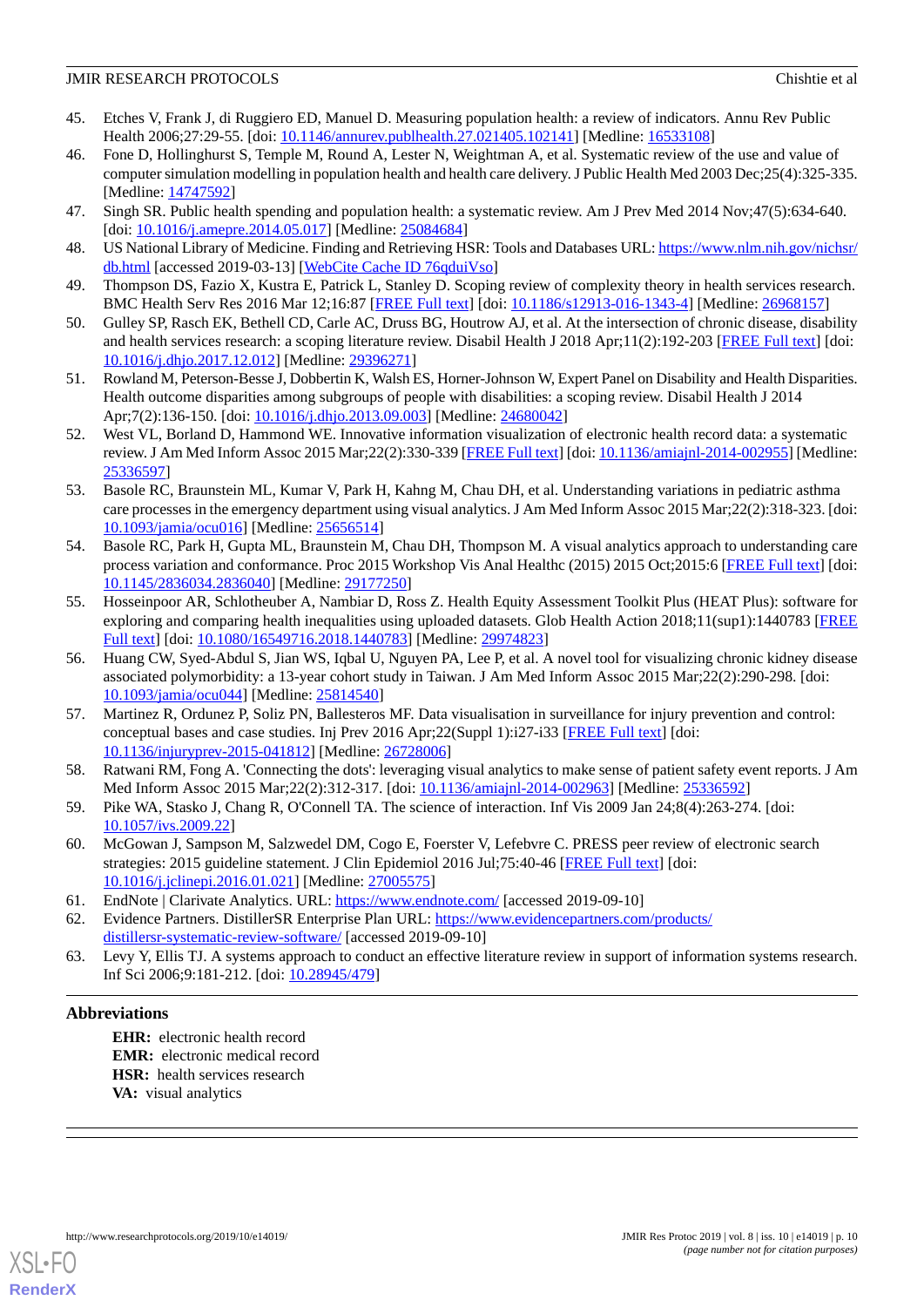45. Etches V, Frank J, di Ruggiero ED, Manuel D. Measuring population health: a review of indicators. Annu Rev Public Health 2006;27:29-55. [doi: 10.1146/annurev.publhealth.27.021405.102141] [Medline: 16533108]
46. Fone D, Hollinghurst S, Temple M, Round A, Lester N, Weightman A, et al. Systematic review of the use and value of computer simulation modelling in population health and health care delivery. J Public Health Med 2003 Dec;25(4):325-335. [Medline: 14747592]
47. Singh SR. Public health spending and population health: a systematic review. Am J Prev Med 2014 Nov;47(5):634-640. [doi: 10.1016/j.amepre.2014.05.017] [Medline: 25084684]
48. US National Library of Medicine. Finding and Retrieving HSR: Tools and Databases URL: https://www.nlm.nih.gov/nichsr/db.html [accessed 2019-03-13] [WebCite Cache ID 76qduiVso]
49. Thompson DS, Fazio X, Kustra E, Patrick L, Stanley D. Scoping review of complexity theory in health services research. BMC Health Serv Res 2016 Mar 12;16:87 [FREE Full text] [doi: 10.1186/s12913-016-1343-4] [Medline: 26968157]
50. Gulley SP, Rasch EK, Bethell CD, Carle AC, Druss BG, Houtrow AJ, et al. At the intersection of chronic disease, disability and health services research: a scoping literature review. Disabil Health J 2018 Apr;11(2):192-203 [FREE Full text] [doi: 10.1016/j.dhjo.2017.12.012] [Medline: 29396271]
51. Rowland M, Peterson-Besse J, Dobbertin K, Walsh ES, Horner-Johnson W, Expert Panel on Disability and Health Disparities. Health outcome disparities among subgroups of people with disabilities: a scoping review. Disabil Health J 2014 Apr;7(2):136-150. [doi: 10.1016/j.dhjo.2013.09.003] [Medline: 24680042]
52. West VL, Borland D, Hammond WE. Innovative information visualization of electronic health record data: a systematic review. J Am Med Inform Assoc 2015 Mar;22(2):330-339 [FREE Full text] [doi: 10.1136/amiajnl-2014-002955] [Medline: 25336597]
53. Basole RC, Braunstein ML, Kumar V, Park H, Kahng M, Chau DH, et al. Understanding variations in pediatric asthma care processes in the emergency department using visual analytics. J Am Med Inform Assoc 2015 Mar;22(2):318-323. [doi: 10.1093/jamia/ocu016] [Medline: 25656514]
54. Basole RC, Park H, Gupta ML, Braunstein M, Chau DH, Thompson M. A visual analytics approach to understanding care process variation and conformance. Proc 2015 Workshop Vis Anal Healthc (2015) 2015 Oct;2015:6 [FREE Full text] [doi: 10.1145/2836034.2836040] [Medline: 29177250]
55. Hosseinpoor AR, Schlotheuber A, Nambiar D, Ross Z. Health Equity Assessment Toolkit Plus (HEAT Plus): software for exploring and comparing health inequalities using uploaded datasets. Glob Health Action 2018;11(sup1):1440783 [FREE Full text] [doi: 10.1080/16549716.2018.1440783] [Medline: 29974823]
56. Huang CW, Syed-Abdul S, Jian WS, Iqbal U, Nguyen PA, Lee P, et al. A novel tool for visualizing chronic kidney disease associated polymorbidity: a 13-year cohort study in Taiwan. J Am Med Inform Assoc 2015 Mar;22(2):290-298. [doi: 10.1093/jamia/ocu044] [Medline: 25814540]
57. Martinez R, Ordunez P, Soliz PN, Ballesteros MF. Data visualisation in surveillance for injury prevention and control: conceptual bases and case studies. Inj Prev 2016 Apr;22(Suppl 1):i27-i33 [FREE Full text] [doi: 10.1136/injuryprev-2015-041812] [Medline: 26728006]
58. Ratwani RM, Fong A. 'Connecting the dots': leveraging visual analytics to make sense of patient safety event reports. J Am Med Inform Assoc 2015 Mar;22(2):312-317. [doi: 10.1136/amiajnl-2014-002963] [Medline: 25336592]
59. Pike WA, Stasko J, Chang R, O'Connell TA. The science of interaction. Inf Vis 2009 Jan 24;8(4):263-274. [doi: 10.1057/ivs.2009.22]
60. McGowan J, Sampson M, Salzwedel DM, Cogo E, Foerster V, Lefebvre C. PRESS peer review of electronic search strategies: 2015 guideline statement. J Clin Epidemiol 2016 Jul;75:40-46 [FREE Full text] [doi: 10.1016/j.jclinepi.2016.01.021] [Medline: 27005575]
61. EndNote | Clarivate Analytics. URL: https://www.endnote.com/ [accessed 2019-09-10]
62. Evidence Partners. DistillerSR Enterprise Plan URL: https://www.evidencepartners.com/products/distillersr-systematic-review-software/ [accessed 2019-09-10]
63. Levy Y, Ellis TJ. A systems approach to conduct an effective literature review in support of information systems research. Inf Sci 2006;9:181-212. [doi: 10.28945/479]

## Abbreviations

**EHR:** electronic health record
**EMR:** electronic medical record
**HSR:** health services research
**VA:** visual analytics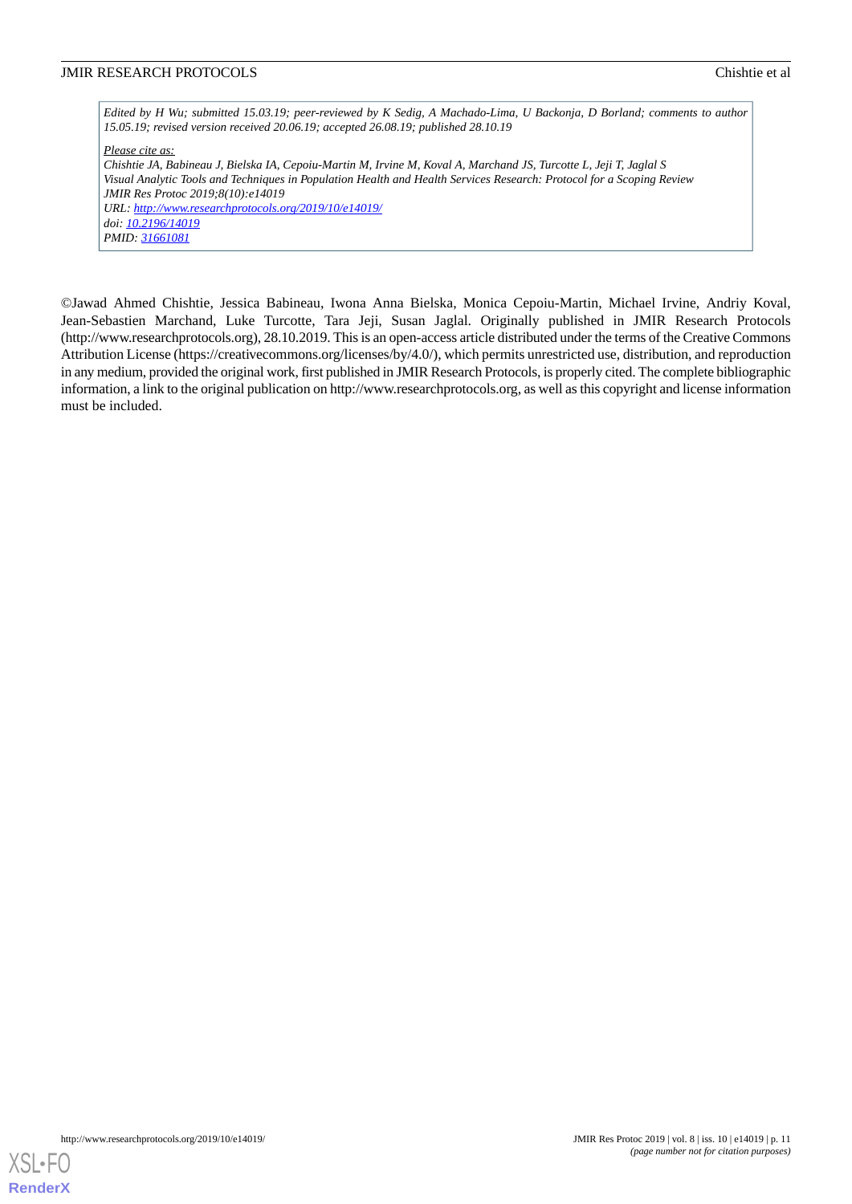*Edited by H Wu; submitted 15.03.19; peer-reviewed by K Sedig, A Machado-Lima, U Backonja, D Borland; comments to author 15.05.19; revised version received 20.06.19; accepted 26.08.19; published 28.10.19*

*Please cite as:*

*Chishtie JA, Babineau J, Bielska IA, Cepoiu-Martin M, Irvine M, Koval A, Marchand JS, Turcotte L, Jeji T, Jaglal S*

*Visual Analytic Tools and Techniques in Population Health and Health Services Research: Protocol for a Scoping Review*

*JMIR Res Protoc 2019;8(10):e14019*

*URL: [http://www.researchprotocols.org/2019/10/e14019/](http://www.researchprotocols.org/2019/10/e14019/)*

*doi: [10.2196/14019](10.2196/14019)*

*PMID: [31661081](31661081)*

©Jawad Ahmed Chishtie, Jessica Babineau, Iwona Anna Bielska, Monica Cepoiu-Martin, Michael Irvine, Andriy Koval, Jean-Sebastien Marchand, Luke Turcotte, Tara Jeji, Susan Jaglal. Originally published in JMIR Research Protocols (http://www.researchprotocols.org), 28.10.2019. This is an open-access article distributed under the terms of the Creative Commons Attribution License (https://creativecommons.org/licenses/by/4.0/), which permits unrestricted use, distribution, and reproduction in any medium, provided the original work, first published in JMIR Research Protocols, is properly cited. The complete bibliographic information, a link to the original publication on http://www.researchprotocols.org, as well as this copyright and license information must be included.